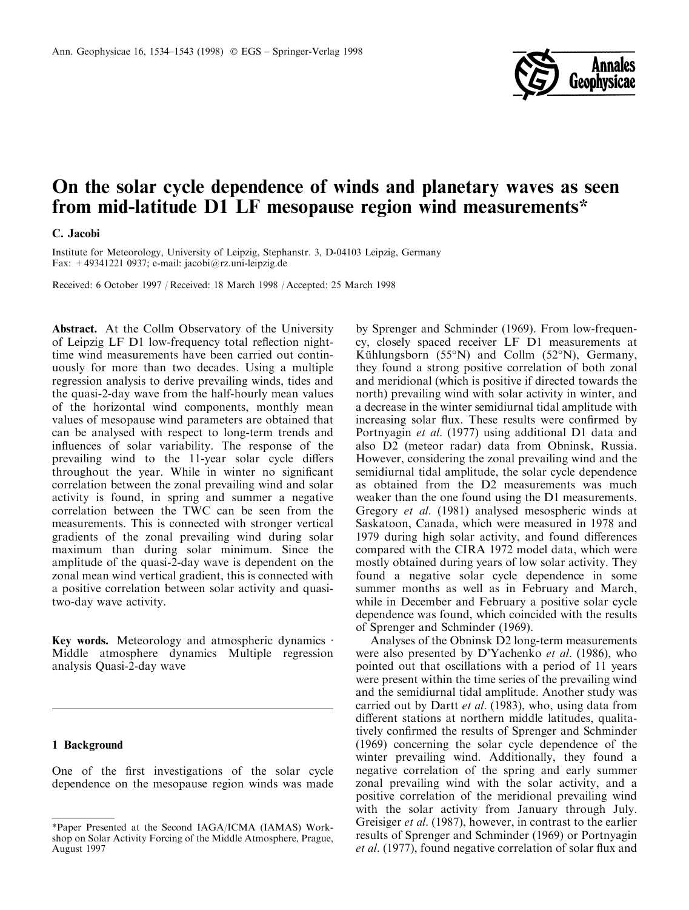# On the solar cycle dependence of winds and planetary waves as seen from mid-latitude D1 LF mesopause region wind measurements*

**C. Jacobi**

Institute for Meteorology, University of Leipzig, Stephanstr. 3, D-04103 Leipzig, Germany
Fax: +49341221 0937; e-mail: jacobi@rz.uni-leipzig.de

Received: 6 October 1997 / Received: 18 March 1998 / Accepted: 25 March 1998

**Abstract.** At the Collm Observatory of the University of Leipzig LF D1 low-frequency total reflection night-time wind measurements have been carried out continuously for more than two decades. Using a multiple regression analysis to derive prevailing winds, tides and the quasi-2-day wave from the half-hourly mean values of the horizontal wind components, monthly mean values of mesopause wind parameters are obtained that can be analysed with respect to long-term trends and influences of solar variability. The response of the prevailing wind to the 11-year solar cycle differs throughout the year. While in winter no significant correlation between the zonal prevailing wind and solar activity is found, in spring and summer a negative correlation between the TWC can be seen from the measurements. This is connected with stronger vertical gradients of the zonal prevailing wind during solar maximum than during solar minimum. Since the amplitude of the quasi-2-day wave is dependent on the zonal mean wind vertical gradient, this is connected with a positive correlation between solar activity and quasi-two-day wave activity.

**Key words.** Meteorology and atmospheric dynamics · Middle atmosphere dynamics Multiple regression analysis Quasi-2-day wave

## 1 Background

One of the first investigations of the solar cycle dependence on the mesopause region winds was made by Sprenger and Schminder (1969). From low-frequency, closely spaced receiver LF D1 measurements at Kühlungsborn (55°N) and Collm (52°N), Germany, they found a strong positive correlation of both zonal and meridional (which is positive if directed towards the north) prevailing wind with solar activity in winter, and a decrease in the winter semidiurnal tidal amplitude with increasing solar flux. These results were confirmed by Portnyagin *et al.* (1977) using additional D1 data and also D2 (meteor radar) data from Obninsk, Russia. However, considering the zonal prevailing wind and the semidiurnal tidal amplitude, the solar cycle dependence as obtained from the D2 measurements was much weaker than the one found using the D1 measurements. Gregory *et al.* (1981) analysed mesospheric winds at Saskatoon, Canada, which were measured in 1978 and 1979 during high solar activity, and found differences compared with the CIRA 1972 model data, which were mostly obtained during years of low solar activity. They found a negative solar cycle dependence in some summer months as well as in February and March, while in December and February a positive solar cycle dependence was found, which coincided with the results of Sprenger and Schminder (1969).

Analyses of the Obninsk D2 long-term measurements were also presented by D'Yachenko *et al.* (1986), who pointed out that oscillations with a period of 11 years were present within the time series of the prevailing wind and the semidiurnal tidal amplitude. Another study was carried out by Dartt *et al.* (1983), who, using data from different stations at northern middle latitudes, qualitatively confirmed the results of Sprenger and Schminder (1969) concerning the solar cycle dependence of the winter prevailing wind. Additionally, they found a negative correlation of the spring and early summer zonal prevailing wind with the solar activity, and a positive correlation of the meridional prevailing wind with the solar activity from January through July. Greisiger *et al.* (1987), however, in contrast to the earlier results of Sprenger and Schminder (1969) or Portnyagin *et al.* (1977), found negative correlation of solar flux and

*Paper Presented at the Second IAGA/ICMA (IAMAS) Workshop on Solar Activity Forcing of the Middle Atmosphere, Prague, August 1997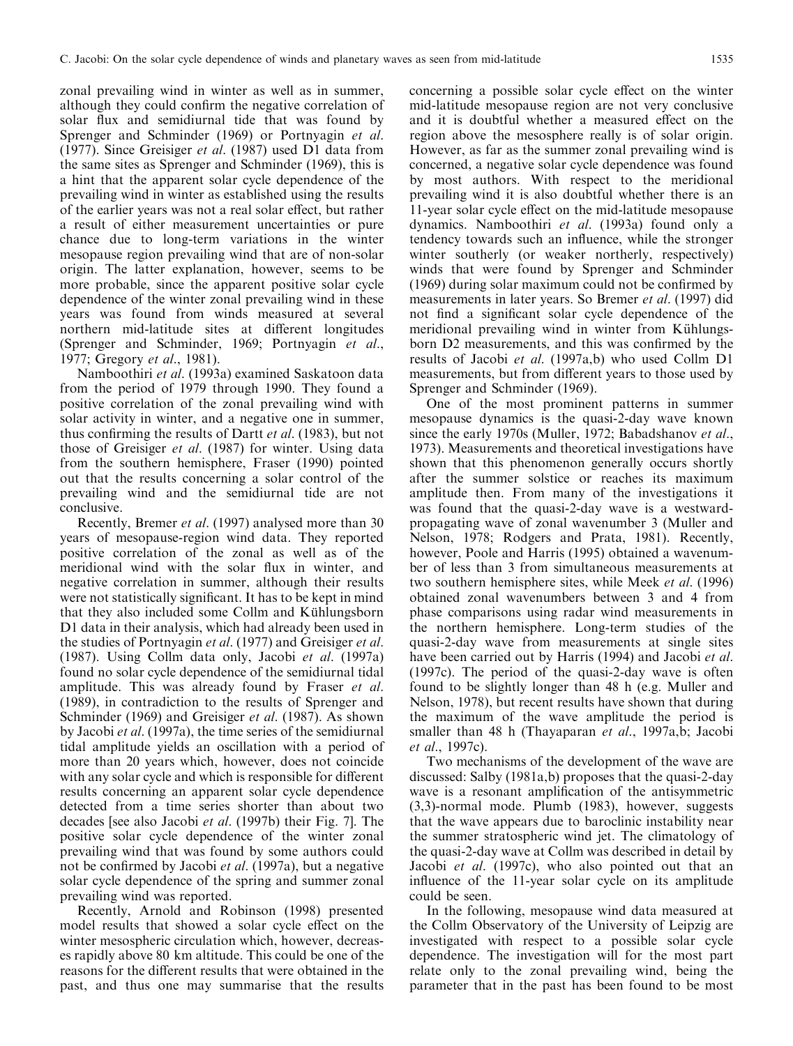zonal prevailing wind in winter as well as in summer, although they could confirm the negative correlation of solar flux and semidiurnal tide that was found by Sprenger and Schminder (1969) or Portnyagin *et al*. (1977). Since Greisiger *et al*. (1987) used D1 data from the same sites as Sprenger and Schminder (1969), this is a hint that the apparent solar cycle dependence of the prevailing wind in winter as established using the results of the earlier years was not a real solar effect, but rather a result of either measurement uncertainties or pure chance due to long-term variations in the winter mesopause region prevailing wind that are of non-solar origin. The latter explanation, however, seems to be more probable, since the apparent positive solar cycle dependence of the winter zonal prevailing wind in these years was found from winds measured at several northern mid-latitude sites at different longitudes (Sprenger and Schminder, 1969; Portnyagin *et al*., 1977; Gregory *et al*., 1981).

Namboothiri *et al*. (1993a) examined Saskatoon data from the period of 1979 through 1990. They found a positive correlation of the zonal prevailing wind with solar activity in winter, and a negative one in summer, thus confirming the results of Dartt *et al*. (1983), but not those of Greisiger *et al*. (1987) for winter. Using data from the southern hemisphere, Fraser (1990) pointed out that the results concerning a solar control of the prevailing wind and the semidiurnal tide are not conclusive.

Recently, Bremer *et al*. (1997) analysed more than 30 years of mesopause-region wind data. They reported positive correlation of the zonal as well as of the meridional wind with the solar flux in winter, and negative correlation in summer, although their results were not statistically significant. It has to be kept in mind that they also included some Collm and Kühlungsborn D1 data in their analysis, which had already been used in the studies of Portnyagin *et al*. (1977) and Greisiger *et al*. (1987). Using Collm data only, Jacobi *et al*. (1997a) found no solar cycle dependence of the semidiurnal tidal amplitude. This was already found by Fraser *et al*. (1989), in contradiction to the results of Sprenger and Schminder (1969) and Greisiger *et al*. (1987). As shown by Jacobi *et al*. (1997a), the time series of the semidiurnal tidal amplitude yields an oscillation with a period of more than 20 years which, however, does not coincide with any solar cycle and which is responsible for different results concerning an apparent solar cycle dependence detected from a time series shorter than about two decades [see also Jacobi *et al*. (1997b) their Fig. 7]. The positive solar cycle dependence of the winter zonal prevailing wind that was found by some authors could not be confirmed by Jacobi *et al*. (1997a), but a negative solar cycle dependence of the spring and summer zonal prevailing wind was reported.

Recently, Arnold and Robinson (1998) presented model results that showed a solar cycle effect on the winter mesospheric circulation which, however, decreases rapidly above 80 km altitude. This could be one of the reasons for the different results that were obtained in the past, and thus one may summarise that the results concerning a possible solar cycle effect on the winter mid-latitude mesopause region are not very conclusive and it is doubtful whether a measured effect on the region above the mesosphere really is of solar origin. However, as far as the summer zonal prevailing wind is concerned, a negative solar cycle dependence was found by most authors. With respect to the meridional prevailing wind it is also doubtful whether there is an 11-year solar cycle effect on the mid-latitude mesopause dynamics. Namboothiri *et al*. (1993a) found only a tendency towards such an influence, while the stronger winter southerly (or weaker northerly, respectively) winds that were found by Sprenger and Schminder (1969) during solar maximum could not be confirmed by measurements in later years. So Bremer *et al*. (1997) did not find a significant solar cycle dependence of the meridional prevailing wind in winter from Kühlungsborn D2 measurements, and this was confirmed by the results of Jacobi *et al*. (1997a,b) who used Collm D1 measurements, but from different years to those used by Sprenger and Schminder (1969).

One of the most prominent patterns in summer mesopause dynamics is the quasi-2-day wave known since the early 1970s (Muller, 1972; Babadshanov *et al*., 1973). Measurements and theoretical investigations have shown that this phenomenon generally occurs shortly after the summer solstice or reaches its maximum amplitude then. From many of the investigations it was found that the quasi-2-day wave is a westward-propagating wave of zonal wavenumber 3 (Muller and Nelson, 1978; Rodgers and Prata, 1981). Recently, however, Poole and Harris (1995) obtained a wavenumber of less than 3 from simultaneous measurements at two southern hemisphere sites, while Meek *et al*. (1996) obtained zonal wavenumbers between 3 and 4 from phase comparisons using radar wind measurements in the northern hemisphere. Long-term studies of the quasi-2-day wave from measurements at single sites have been carried out by Harris (1994) and Jacobi *et al*. (1997c). The period of the quasi-2-day wave is often found to be slightly longer than 48 h (e.g. Muller and Nelson, 1978), but recent results have shown that during the maximum of the wave amplitude the period is smaller than 48 h (Thayaparan *et al*., 1997a,b; Jacobi *et al*., 1997c).

Two mechanisms of the development of the wave are discussed: Salby (1981a,b) proposes that the quasi-2-day wave is a resonant amplification of the antisymmetric (3,3)-normal mode. Plumb (1983), however, suggests that the wave appears due to baroclinic instability near the summer stratospheric wind jet. The climatology of the quasi-2-day wave at Collm was described in detail by Jacobi *et al*. (1997c), who also pointed out that an influence of the 11-year solar cycle on its amplitude could be seen.

In the following, mesopause wind data measured at the Collm Observatory of the University of Leipzig are investigated with respect to a possible solar cycle dependence. The investigation will for the most part relate only to the zonal prevailing wind, being the parameter that in the past has been found to be most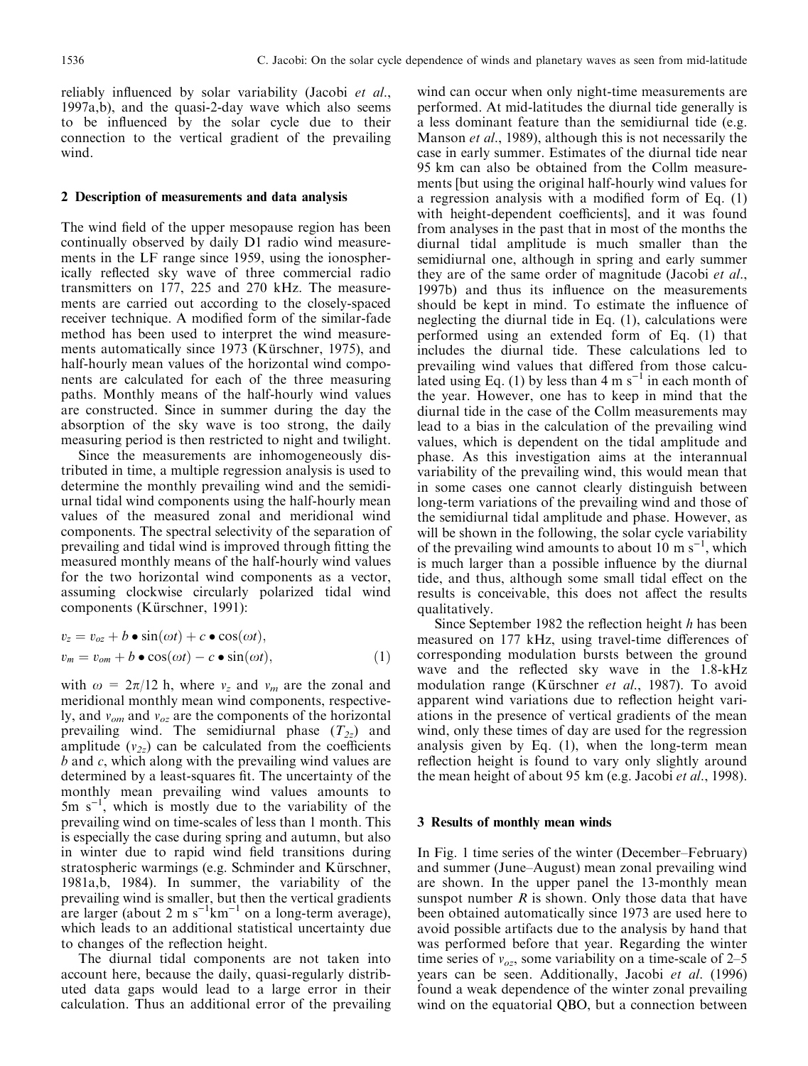reliably influenced by solar variability (Jacobi *et al*., 1997a,b), and the quasi-2-day wave which also seems to be influenced by the solar cycle due to their connection to the vertical gradient of the prevailing wind.

## 2 Description of measurements and data analysis

The wind field of the upper mesopause region has been continually observed by daily D1 radio wind measurements in the LF range since 1959, using the ionospherically reflected sky wave of three commercial radio transmitters on 177, 225 and 270 kHz. The measurements are carried out according to the closely-spaced receiver technique. A modified form of the similar-fade method has been used to interpret the wind measurements automatically since 1973 (Kürschner, 1975), and half-hourly mean values of the horizontal wind components are calculated for each of the three measuring paths. Monthly means of the half-hourly wind values are constructed. Since in summer during the day the absorption of the sky wave is too strong, the daily measuring period is then restricted to night and twilight.

Since the measurements are inhomogeneously distributed in time, a multiple regression analysis is used to determine the monthly prevailing wind and the semidiurnal tidal wind components using the half-hourly mean values of the measured zonal and meridional wind components. The spectral selectivity of the separation of prevailing and tidal wind is improved through fitting the measured monthly means of the half-hourly wind values for the two horizontal wind components as a vector, assuming clockwise circularly polarized tidal wind components (Kürschner, 1991):

$$
\begin{aligned}
v_z &= v_{oz} + b \bullet \sin(\omega t) + c \bullet \cos(\omega t), \\
v_m &= v_{om} + b \bullet \cos(\omega t) - c \bullet \sin(\omega t),
\end{aligned}
\tag{1}
$$

with $\omega = 2\pi/12$ h, where $v_z$ and $v_m$ are the zonal and meridional monthly mean wind components, respectively, and $v_{om}$ and $v_{oz}$ are the components of the horizontal prevailing wind. The semidiurnal phase ($T_{2z}$) and amplitude ($v_{2z}$) can be calculated from the coefficients $b$ and $c$, which along with the prevailing wind values are determined by a least-squares fit. The uncertainty of the monthly mean prevailing wind values amounts to 5m s$^{-1}$, which is mostly due to the variability of the prevailing wind on time-scales of less than 1 month. This is especially the case during spring and autumn, but also in winter due to rapid wind field transitions during stratospheric warmings (e.g. Schminder and Kürschner, 1981a,b, 1984). In summer, the variability of the prevailing wind is smaller, but then the vertical gradients are larger (about 2 m s$^{-1}$km$^{-1}$ on a long-term average), which leads to an additional statistical uncertainty due to changes of the reflection height.

The diurnal tidal components are not taken into account here, because the daily, quasi-regularly distributed data gaps would lead to a large error in their calculation. Thus an additional error of the prevailing wind can occur when only night-time measurements are performed. At mid-latitudes the diurnal tide generally is a less dominant feature than the semidiurnal tide (e.g. Manson *et al*., 1989), although this is not necessarily the case in early summer. Estimates of the diurnal tide near 95 km can also be obtained from the Collm measurements [but using the original half-hourly wind values for a regression analysis with a modified form of Eq. (1) with height-dependent coefficients], and it was found from analyses in the past that in most of the months the diurnal tidal amplitude is much smaller than the semidiurnal one, although in spring and early summer they are of the same order of magnitude (Jacobi *et al*., 1997b) and thus its influence on the measurements should be kept in mind. To estimate the influence of neglecting the diurnal tide in Eq. (1), calculations were performed using an extended form of Eq. (1) that includes the diurnal tide. These calculations led to prevailing wind values that differed from those calculated using Eq. (1) by less than 4 m s$^{-1}$ in each month of the year. However, one has to keep in mind that the diurnal tide in the case of the Collm measurements may lead to a bias in the calculation of the prevailing wind values, which is dependent on the tidal amplitude and phase. As this investigation aims at the interannual variability of the prevailing wind, this would mean that in some cases one cannot clearly distinguish between long-term variations of the prevailing wind and those of the semidiurnal tidal amplitude and phase. However, as will be shown in the following, the solar cycle variability of the prevailing wind amounts to about 10 m s$^{-1}$, which is much larger than a possible influence by the diurnal tide, and thus, although some small tidal effect on the results is conceivable, this does not affect the results qualitatively.

Since September 1982 the reflection height $h$ has been measured on 177 kHz, using travel-time differences of corresponding modulation bursts between the ground wave and the reflected sky wave in the 1.8-kHz modulation range (Kürschner *et al*., 1987). To avoid apparent wind variations due to reflection height variations in the presence of vertical gradients of the mean wind, only these times of day are used for the regression analysis given by Eq. (1), when the long-term mean reflection height is found to vary only slightly around the mean height of about 95 km (e.g. Jacobi *et al*., 1998).

## 3 Results of monthly mean winds

In Fig. 1 time series of the winter (December–February) and summer (June–August) mean zonal prevailing wind are shown. In the upper panel the 13-monthly mean sunspot number $R$ is shown. Only those data that have been obtained automatically since 1973 are used here to avoid possible artifacts due to the analysis by hand that was performed before that year. Regarding the winter time series of $v_{oz}$, some variability on a time-scale of 2–5 years can be seen. Additionally, Jacobi *et al*. (1996) found a weak dependence of the winter zonal prevailing wind on the equatorial QBO, but a connection between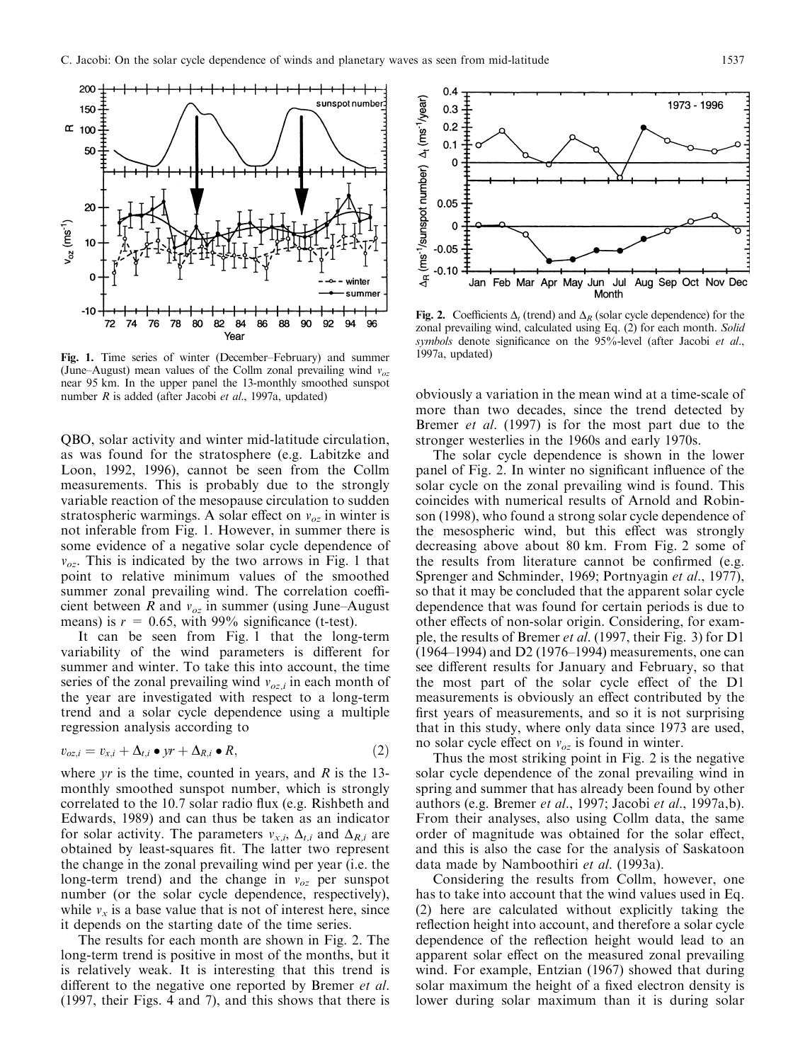**Fig. 1.** Time series of winter (December–February) and summer (June–August) mean values of the Collm zonal prevailing wind $v_{oz}$ near 95 km. In the upper panel the 13-monthly smoothed sunspot number $R$ is added (after Jacobi *et al*., 1997a, updated)

**Fig. 2.** Coefficients $\Delta_t$ (trend) and $\Delta_R$ (solar cycle dependence) for the zonal prevailing wind, calculated using Eq. (2) for each month. *Solid symbols* denote significance on the 95%-level (after Jacobi *et al*., 1997a, updated)

QBO, solar activity and winter mid-latitude circulation, as was found for the stratosphere (e.g. Labitzke and Loon, 1992, 1996), cannot be seen from the Collm measurements. This is probably due to the strongly variable reaction of the mesopause circulation to sudden stratospheric warmings. A solar effect on $v_{oz}$ in winter is not inferable from Fig. 1. However, in summer there is some evidence of a negative solar cycle dependence of $v_{oz}$. This is indicated by the two arrows in Fig. 1 that point to relative minimum values of the smoothed summer zonal prevailing wind. The correlation coefficient between $R$ and $v_{oz}$ in summer (using June–August means) is $r = 0.65$, with 99% significance (t-test).

It can be seen from Fig. 1 that the long-term variability of the wind parameters is different for summer and winter. To take this into account, the time series of the zonal prevailing wind $v_{oz,i}$ in each month of the year are investigated with respect to a long-term trend and a solar cycle dependence using a multiple regression analysis according to

$$v_{oz,i} = v_{x,i} + \Delta_{t,i} \bullet yr + \Delta_{R,i} \bullet R, \tag{2}$$

where $yr$ is the time, counted in years, and $R$ is the 13-monthly smoothed sunspot number, which is strongly correlated to the 10.7 solar radio flux (e.g. Rishbeth and Edwards, 1989) and can thus be taken as an indicator for solar activity. The parameters $v_{x,i}$, $\Delta_{t,i}$ and $\Delta_{R,i}$ are obtained by least-squares fit. The latter two represent the change in the zonal prevailing wind per year (i.e. the long-term trend) and the change in $v_{oz}$ per sunspot number (or the solar cycle dependence, respectively), while $v_x$ is a base value that is not of interest here, since it depends on the starting date of the time series.

The results for each month are shown in Fig. 2. The long-term trend is positive in most of the months, but it is relatively weak. It is interesting that this trend is different to the negative one reported by Bremer *et al*. (1997, their Figs. 4 and 7), and this shows that there is obviously a variation in the mean wind at a time-scale of more than two decades, since the trend detected by Bremer *et al*. (1997) is for the most part due to the stronger westerlies in the 1960s and early 1970s.

The solar cycle dependence is shown in the lower panel of Fig. 2. In winter no significant influence of the solar cycle on the zonal prevailing wind is found. This coincides with numerical results of Arnold and Robinson (1998), who found a strong solar cycle dependence of the mesospheric wind, but this effect was strongly decreasing above about 80 km. From Fig. 2 some of the results from literature cannot be confirmed (e.g. Sprenger and Schminder, 1969; Portnyagin *et al*., 1977), so that it may be concluded that the apparent solar cycle dependence that was found for certain periods is due to other effects of non-solar origin. Considering, for example, the results of Bremer *et al*. (1997, their Fig. 3) for D1 (1964–1994) and D2 (1976–1994) measurements, one can see different results for January and February, so that the most part of the solar cycle effect of the D1 measurements is obviously an effect contributed by the first years of measurements, and so it is not surprising that in this study, where only data since 1973 are used, no solar cycle effect on $v_{oz}$ is found in winter.

Thus the most striking point in Fig. 2 is the negative solar cycle dependence of the zonal prevailing wind in spring and summer that has already been found by other authors (e.g. Bremer *et al*., 1997; Jacobi *et al*., 1997a,b). From their analyses, also using Collm data, the same order of magnitude was obtained for the solar effect, and this is also the case for the analysis of Saskatoon data made by Namboothiri *et al*. (1993a).

Considering the results from Collm, however, one has to take into account that the wind values used in Eq. (2) here are calculated without explicitly taking the reflection height into account, and therefore a solar cycle dependence of the reflection height would lead to an apparent solar effect on the measured zonal prevailing wind. For example, Entzian (1967) showed that during solar maximum the height of a fixed electron density is lower during solar maximum than it is during solar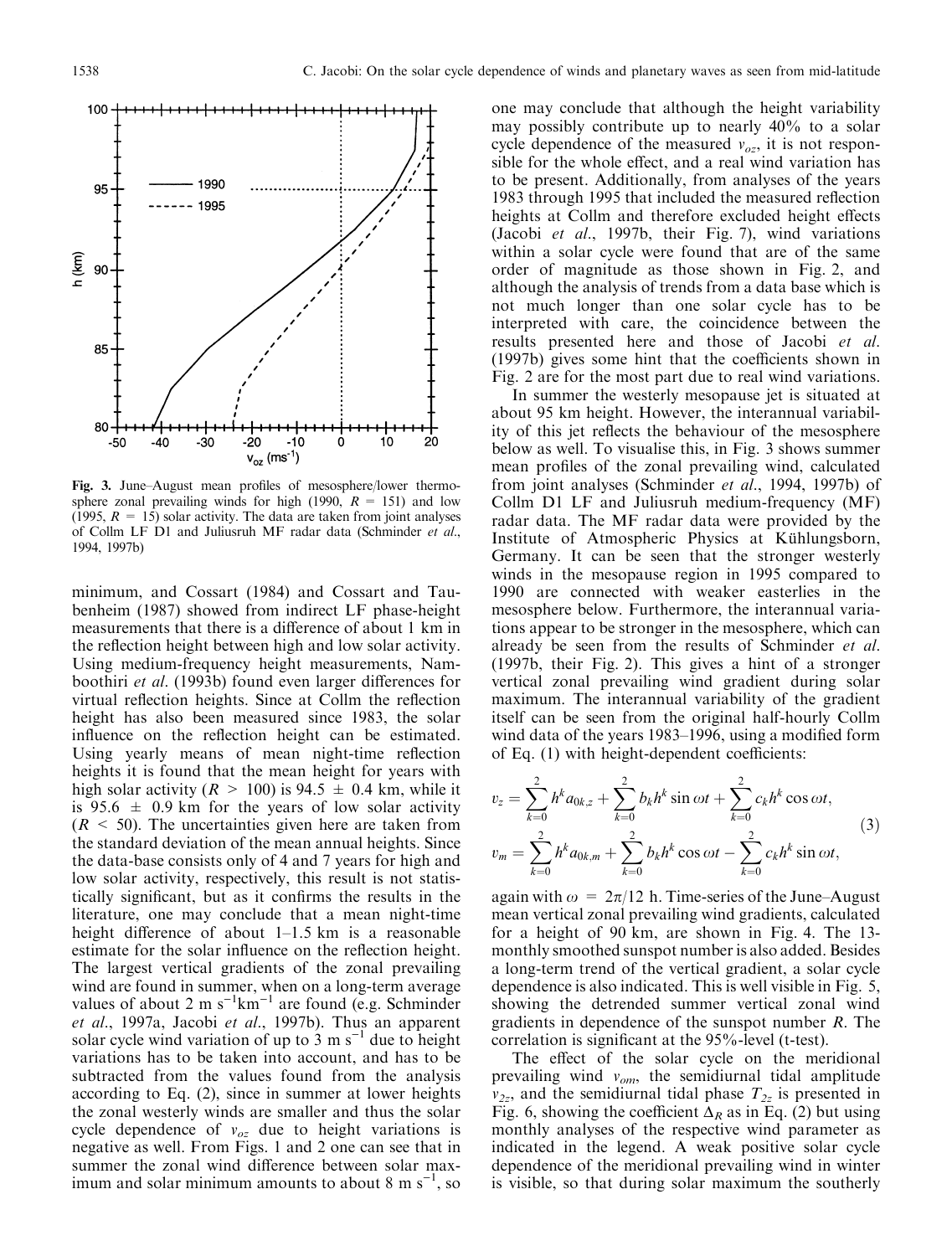Fig. 3. June–August mean profiles of mesosphere/lower thermosphere zonal prevailing winds for high (1990, $R = 151$) and low (1995, $R = 15$) solar activity. The data are taken from joint analyses of Collm LF D1 and Juliusruh MF radar data (Schminder *et al.*, 1994, 1997b)

minimum, and Cossart (1984) and Cossart and Taubenheim (1987) showed from indirect LF phase-height measurements that there is a difference of about 1 km in the reflection height between high and low solar activity. Using medium-frequency height measurements, Namboothiri *et al.* (1993b) found even larger differences for virtual reflection heights. Since at Collm the reflection height has also been measured since 1983, the solar influence on the reflection height can be estimated. Using yearly means of mean night-time reflection heights it is found that the mean height for years with high solar activity ($R > 100$) is $94.5 \pm 0.4$ km, while it is $95.6 \pm 0.9$ km for the years of low solar activity ($R < 50$). The uncertainties given here are taken from the standard deviation of the mean annual heights. Since the data-base consists only of 4 and 7 years for high and low solar activity, respectively, this result is not statistically significant, but as it confirms the results in the literature, one may conclude that a mean night-time height difference of about 1–1.5 km is a reasonable estimate for the solar influence on the reflection height. The largest vertical gradients of the zonal prevailing wind are found in summer, when on a long-term average values of about 2 m s$^{-1}$km$^{-1}$ are found (e.g. Schminder *et al.*, 1997a, Jacobi *et al.*, 1997b). Thus an apparent solar cycle wind variation of up to 3 m s$^{-1}$ due to height variations has to be taken into account, and has to be subtracted from the values found from the analysis according to Eq. (2), since in summer at lower heights the zonal westerly winds are smaller and thus the solar cycle dependence of $v_{oz}$ due to height variations is negative as well. From Figs. 1 and 2 one can see that in summer the zonal wind difference between solar maximum and solar minimum amounts to about 8 m s$^{-1}$, so one may conclude that although the height variability may possibly contribute up to nearly 40% to a solar cycle dependence of the measured $v_{oz}$, it is not responsible for the whole effect, and a real wind variation has to be present. Additionally, from analyses of the years 1983 through 1995 that included the measured reflection heights at Collm and therefore excluded height effects (Jacobi *et al.*, 1997b, their Fig. 7), wind variations within a solar cycle were found that are of the same order of magnitude as those shown in Fig. 2, and although the analysis of trends from a data base which is not much longer than one solar cycle has to be interpreted with care, the coincidence between the results presented here and those of Jacobi *et al.* (1997b) gives some hint that the coefficients shown in Fig. 2 are for the most part due to real wind variations.

In summer the westerly mesopause jet is situated at about 95 km height. However, the interannual variability of this jet reflects the behaviour of the mesosphere below as well. To visualise this, in Fig. 3 shows summer mean profiles of the zonal prevailing wind, calculated from joint analyses (Schminder *et al.*, 1994, 1997b) of Collm D1 LF and Juliusruh medium-frequency (MF) radar data. The MF radar data were provided by the Institute of Atmospheric Physics at Kühlungsborn, Germany. It can be seen that the stronger westerly winds in the mesopause region in 1995 compared to 1990 are connected with weaker easterlies in the mesosphere below. Furthermore, the interannual variations appear to be stronger in the mesosphere, which can already be seen from the results of Schminder *et al.* (1997b, their Fig. 2). This gives a hint of a stronger vertical zonal prevailing wind gradient during solar maximum. The interannual variability of the gradient itself can be seen from the original half-hourly Collm wind data of the years 1983–1996, using a modified form of Eq. (1) with height-dependent coefficients:

$$
\begin{aligned}
v_z &= \sum_{k=0}^{2} h^k a_{0k,z} + \sum_{k=0}^{2} b_k h^k \sin \omega t + \sum_{k=0}^{2} c_k h^k \cos \omega t, \\
v_m &= \sum_{k=0}^{2} h^k a_{0k,m} + \sum_{k=0}^{2} b_k h^k \cos \omega t - \sum_{k=0}^{2} c_k h^k \sin \omega t,
\end{aligned}
\tag{3}
$$

again with $\omega = 2\pi/12$ h. Time-series of the June–August mean vertical zonal prevailing wind gradients, calculated for a height of 90 km, are shown in Fig. 4. The 13-monthly smoothed sunspot number is also added. Besides a long-term trend of the vertical gradient, a solar cycle dependence is also indicated. This is well visible in Fig. 5, showing the detrended summer vertical zonal wind gradients in dependence of the sunspot number $R$. The correlation is significant at the 95%-level (t-test).

The effect of the solar cycle on the meridional prevailing wind $v_{om}$, the semidiurnal tidal amplitude $v_{2z}$, and the semidiurnal tidal phase $T_{2z}$ is presented in Fig. 6, showing the coefficient $\Delta_R$ as in Eq. (2) but using monthly analyses of the respective wind parameter as indicated in the legend. A weak positive solar cycle dependence of the meridional prevailing wind in winter is visible, so that during solar maximum the southerly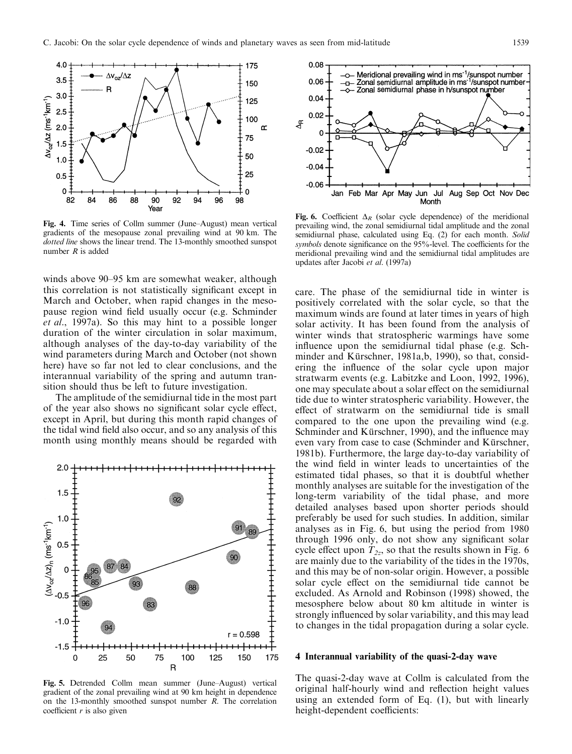Fig. 4. Time series of Collm summer (June–August) mean vertical gradients of the mesopause zonal prevailing wind at 90 km. The *dotted line* shows the linear trend. The 13-monthly smoothed sunspot number $R$ is added

Fig. 6. Coefficient $\Delta_R$ (solar cycle dependence) of the meridional prevailing wind, the zonal semidiurnal tidal amplitude and the zonal semidiurnal phase, calculated using Eq. (2) for each month. *Solid symbols* denote significance on the 95%-level. The coefficients for the meridional prevailing wind and the semidiurnal tidal amplitudes are updates after Jacobi *et al*. (1997a)

winds above 90–95 km are somewhat weaker, although this correlation is not statistically significant except in March and October, when rapid changes in the mesopause region wind field usually occur (e.g. Schminder *et al*., 1997a). So this may hint to a possible longer duration of the winter circulation in solar maximum, although analyses of the day-to-day variability of the wind parameters during March and October (not shown here) have so far not led to clear conclusions, and the interannual variability of the spring and autumn transition should thus be left to future investigation.

The amplitude of the semidiurnal tide in the most part of the year also shows no significant solar cycle effect, except in April, but during this month rapid changes of the tidal wind field also occur, and so any analysis of this month using monthly means should be regarded with care. The phase of the semidiurnal tide in winter is positively correlated with the solar cycle, so that the maximum winds are found at later times in years of high solar activity. It has been found from the analysis of winter winds that stratospheric warmings have some influence upon the semidiurnal tidal phase (e.g. Schminder and Kürschner, 1981a,b, 1990), so that, considering the influence of the solar cycle upon major stratwarm events (e.g. Labitzke and Loon, 1992, 1996), one may speculate about a solar effect on the semidiurnal tide due to winter stratospheric variability. However, the effect of stratwarm on the semidiurnal tide is small compared to the one upon the prevailing wind (e.g. Schminder and Kürschner, 1990), and the influence may even vary from case to case (Schminder and Kürschner, 1981b). Furthermore, the large day-to-day variability of the wind field in winter leads to uncertainties of the estimated tidal phases, so that it is doubtful whether monthly analyses are suitable for the investigation of the long-term variability of the tidal phase, and more detailed analyses based upon shorter periods should preferably be used for such studies. In addition, similar analyses as in Fig. 6, but using the period from 1980 through 1996 only, do not show any significant solar cycle effect upon $T_{2z}$, so that the results shown in Fig. 6 are mainly due to the variability of the tides in the 1970s, and this may be of non-solar origin. However, a possible solar cycle effect on the semidiurnal tide cannot be excluded. As Arnold and Robinson (1998) showed, the mesosphere below about 80 km altitude in winter is strongly influenced by solar variability, and this may lead to changes in the tidal propagation during a solar cycle.

Fig. 5. Detrended Collm mean summer (June–August) vertical gradient of the zonal prevailing wind at 90 km height in dependence on the 13-monthly smoothed sunspot number $R$. The correlation coefficient $r$ is also given

## 4 Interannual variability of the quasi-2-day wave

The quasi-2-day wave at Collm is calculated from the original half-hourly wind and reflection height values using an extended form of Eq. (1), but with linearly height-dependent coefficients: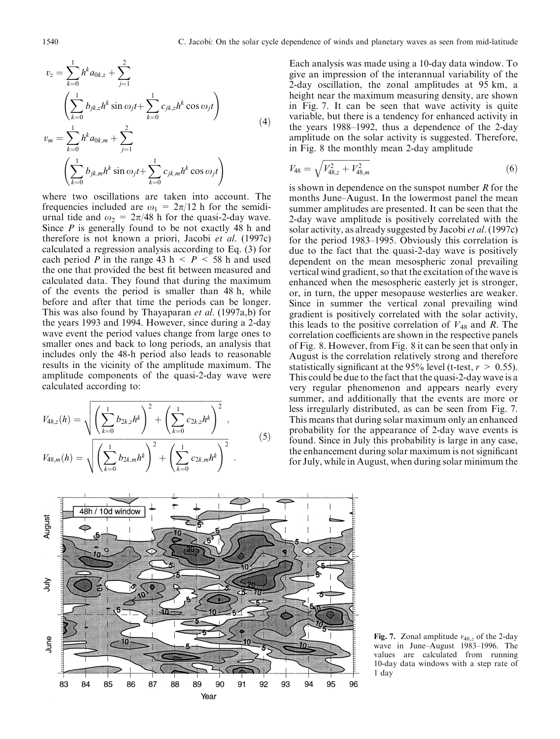$$v_z = \sum_{k=0}^{1} h^k a_{0k,z} + \sum_{j=1}^{2} \left( \sum_{k=0}^{1} b_{jk,z} h^k \sin \omega_j t + \sum_{k=0}^{1} c_{jk,z} h^k \cos \omega_j t \right)$$
$$v_m = \sum_{k=0}^{1} h^k a_{0k,m} + \sum_{j=1}^{2} \left( \sum_{k=0}^{1} b_{jk,m} h^k \sin \omega_j t + \sum_{k=0}^{1} c_{jk,m} h^k \cos \omega_j t \right) \tag{4}$$

where two oscillations are taken into account. The frequencies included are $\omega_1 = 2\pi/12$ h for the semidiurnal tide and $\omega_2 = 2\pi/48$ h for the quasi-2-day wave. Since $P$ is generally found to be not exactly 48 h and therefore is not known a priori, Jacobi *et al.* (1997c) calculated a regression analysis according to Eq. (3) for each period $P$ in the range 43 h $< P <$ 58 h and used the one that provided the best fit between measured and calculated data. They found that during the maximum of the events the period is smaller than 48 h, while before and after that time the periods can be longer. This was also found by Thayaparan *et al.* (1997a,b) for the years 1993 and 1994. However, since during a 2-day wave event the period values change from large ones to smaller ones and back to long periods, an analysis that includes only the 48-h period also leads to reasonable results in the vicinity of the amplitude maximum. The amplitude components of the quasi-2-day wave were calculated according to:

$$V_{48,z}(h) = \sqrt{\left( \sum_{k=0}^{1} b_{2k,z} h^k \right)^2 + \left( \sum_{k=0}^{1} c_{2k,z} h^k \right)^2} \,,$$
$$V_{48,m}(h) = \sqrt{\left( \sum_{k=0}^{1} b_{2k,m} h^k \right)^2 + \left( \sum_{k=0}^{1} c_{2k,m} h^k \right)^2} \,. \tag{5}$$

Each analysis was made using a 10-day data window. To give an impression of the interannual variability of the 2-day oscillation, the zonal amplitudes at 95 km, a height near the maximum measuring density, are shown in Fig. 7. It can be seen that wave activity is quite variable, but there is a tendency for enhanced activity in the years 1988–1992, thus a dependence of the 2-day amplitude on the solar activity is suggested. Therefore, in Fig. 8 the monthly mean 2-day amplitude

$$V_{48} = \sqrt{V_{48,z}^2 + V_{48,m}^2} \tag{6}$$

is shown in dependence on the sunspot number $R$ for the months June–August. In the lowermost panel the mean summer amplitudes are presented. It can be seen that the 2-day wave amplitude is positively correlated with the solar activity, as already suggested by Jacobi *et al.* (1997c) for the period 1983–1995. Obviously this correlation is due to the fact that the quasi-2-day wave is positively dependent on the mean mesospheric zonal prevailing vertical wind gradient, so that the excitation of the wave is enhanced when the mesospheric easterly jet is stronger, or, in turn, the upper mesopause westerlies are weaker. Since in summer the vertical zonal prevailing wind gradient is positively correlated with the solar activity, this leads to the positive correlation of $V_{48}$ and $R$. The correlation coefficients are shown in the respective panels of Fig. 8. However, from Fig. 8 it can be seen that only in August is the correlation relatively strong and therefore statistically significant at the 95% level (t-test, $r > 0.55$). This could be due to the fact that the quasi-2-day wave is a very regular phenomenon and appears nearly every summer, and additionally that the events are more or less irregularly distributed, as can be seen from Fig. 7. This means that during solar maximum only an enhanced probability for the appearance of 2-day wave events is found. Since in July this probability is large in any case, the enhancement during solar maximum is not significant for July, while in August, when during solar minimum the

**Fig. 7.** Zonal amplitude $v_{48,z}$ of the 2-day wave in June–August 1983–1996. The values are calculated from running 10-day data windows with a step rate of 1 day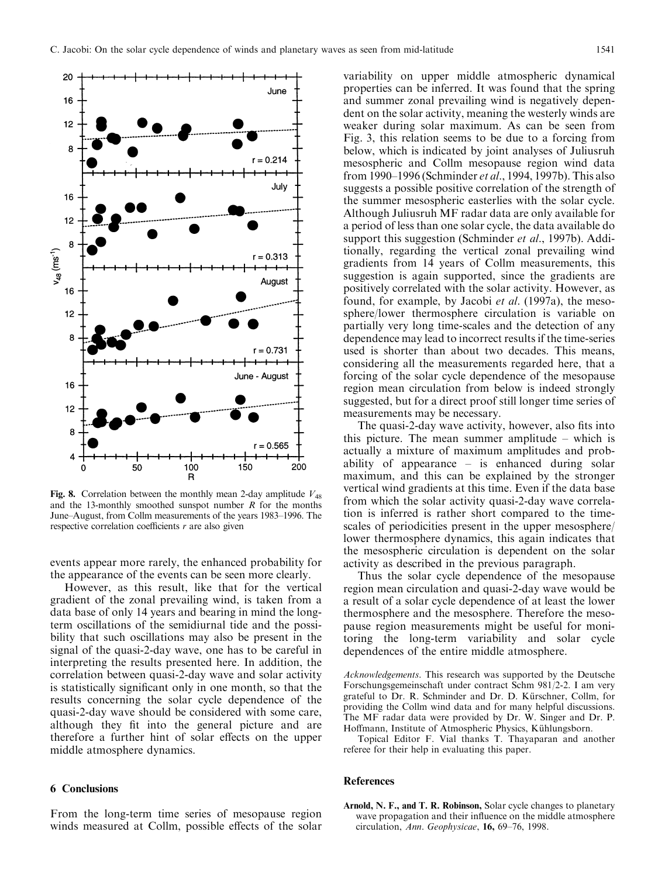**Fig. 8.** Correlation between the monthly mean 2-day amplitude $V_{48}$ and the 13-monthly smoothed sunspot number $R$ for the months June–August, from Collm measurements of the years 1983–1996. The respective correlation coefficients $r$ are also given

events appear more rarely, the enhanced probability for the appearance of the events can be seen more clearly.

However, as this result, like that for the vertical gradient of the zonal prevailing wind, is taken from a data base of only 14 years and bearing in mind the long-term oscillations of the semidiurnal tide and the possibility that such oscillations may also be present in the signal of the quasi-2-day wave, one has to be careful in interpreting the results presented here. In addition, the correlation between quasi-2-day wave and solar activity is statistically significant only in one month, so that the results concerning the solar cycle dependence of the quasi-2-day wave should be considered with some care, although they fit into the general picture and are therefore a further hint of solar effects on the upper middle atmosphere dynamics.

## 6 Conclusions

From the long-term time series of mesopause region winds measured at Collm, possible effects of the solar variability on upper middle atmospheric dynamical properties can be inferred. It was found that the spring and summer zonal prevailing wind is negatively dependent on the solar activity, meaning the westerly winds are weaker during solar maximum. As can be seen from Fig. 3, this relation seems to be due to a forcing from below, which is indicated by joint analyses of Juliusruh mesospheric and Collm mesopause region wind data from 1990–1996 (Schminder *et al*., 1994, 1997b). This also suggests a possible positive correlation of the strength of the summer mesospheric easterlies with the solar cycle. Although Juliusruh MF radar data are only available for a period of less than one solar cycle, the data available do support this suggestion (Schminder *et al*., 1997b). Additionally, regarding the vertical zonal prevailing wind gradients from 14 years of Collm measurements, this suggestion is again supported, since the gradients are positively correlated with the solar activity. However, as found, for example, by Jacobi *et al*. (1997a), the mesosphere/lower thermosphere circulation is variable on partially very long time-scales and the detection of any dependence may lead to incorrect results if the time-series used is shorter than about two decades. This means, considering all the measurements regarded here, that a forcing of the solar cycle dependence of the mesopause region mean circulation from below is indeed strongly suggested, but for a direct proof still longer time series of measurements may be necessary.

The quasi-2-day wave activity, however, also fits into this picture. The mean summer amplitude – which is actually a mixture of maximum amplitudes and probability of appearance – is enhanced during solar maximum, and this can be explained by the stronger vertical wind gradients at this time. Even if the data base from which the solar activity quasi-2-day wave correlation is inferred is rather short compared to the time-scales of periodicities present in the upper mesosphere/lower thermosphere dynamics, this again indicates that the mesospheric circulation is dependent on the solar activity as described in the previous paragraph.

Thus the solar cycle dependence of the mesopause region mean circulation and quasi-2-day wave would be a result of a solar cycle dependence of at least the lower thermosphere and the mesosphere. Therefore the mesopause region measurements might be useful for monitoring the long-term variability and solar cycle dependences of the entire middle atmosphere.

*Acknowledgements*. This research was supported by the Deutsche Forschungsgemeinschaft under contract Schm 981/2-2. I am very grateful to Dr. R. Schminder and Dr. D. Kürschner, Collm, for providing the Collm wind data and for many helpful discussions. The MF radar data were provided by Dr. W. Singer and Dr. P. Hoffmann, Institute of Atmospheric Physics, Kühlungsborn.

Topical Editor F. Vial thanks T. Thayaparan and another referee for their help in evaluating this paper.

## References

**Arnold, N. F., and T. R. Robinson,** Solar cycle changes to planetary wave propagation and their influence on the middle atmosphere circulation, *Ann. Geophysicae*, **16,** 69–76, 1998.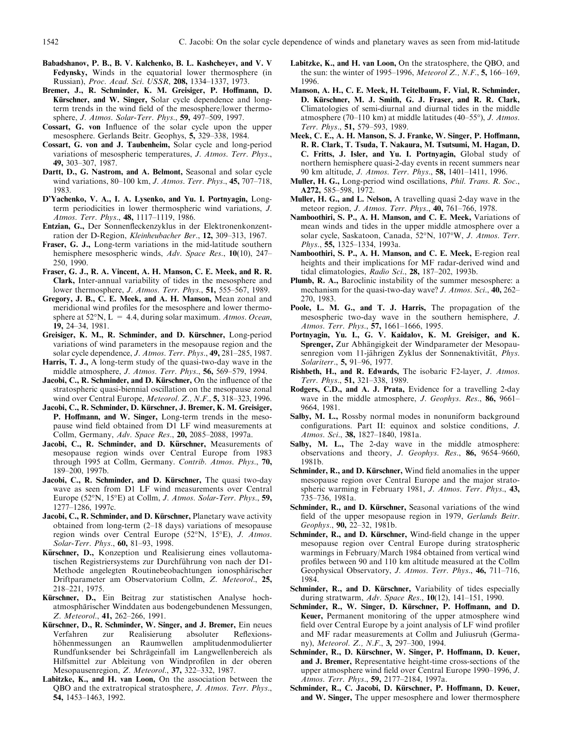**Babadshanov, P. B., B. V. Kalchenko, B. L. Kashcheyev, and V. V Fedynsky,** Winds in the equatorial lower thermosphere (in Russian), *Proc. Acad. Sci. USSR*, **208,** 1334–1337, 1973.

**Bremer, J., R. Schminder, K. M. Greisiger, P. Hoffmann, D. Kürschner, and W. Singer,** Solar cycle dependence and long-term trends in the wind field of the mesosphere/lower thermosphere, *J. Atmos. Solar-Terr. Phys.*, **59,** 497–509, 1997.

**Cossart, G. von** Influence of the solar cycle upon the upper mesosphere. Gerlands Beitr. Geophys, **5,** 329–338, 1984.

**Cossart, G. von and J. Taubenheim,** Solar cycle and long-period variations of mesospheric temperatures, *J. Atmos. Terr. Phys.*, **49,** 303–307, 1987.

**Dartt, D., G. Nastrom, and A. Belmont,** Seasonal and solar cycle wind variations, 80–100 km, *J. Atmos. Terr. Phys.*, **45,** 707–718, 1983.

**D'Yachenko, V. A., I. A. Lysenko, and Yu. I. Portnyagin,** Long-term periodicities in lower thermospheric wind variations, *J. Atmos. Terr. Phys.*, **48,** 1117–1119, 1986.

**Entzian, G.,** Der Sonnenfleckenzyklus in der Elektronenkonzentration der D-Region, *Kleinheubacher Ber.*, **12,** 309–313, 1967.

**Fraser, G. J.,** Long-term variations in the mid-latitude southern hemisphere mesospheric winds, *Adv. Space Res.*, **10**(10), 247–250, 1990.

**Fraser, G. J., R. A. Vincent, A. H. Manson, C. E. Meek, and R. R. Clark,** Inter-annual variability of tides in the mesosphere and lower thermosphere, *J. Atmos. Terr. Phys.*, **51,** 555–567, 1989.

**Gregory, J. B., C. E. Meek, and A. H. Manson,** Mean zonal and meridional wind profiles for the mesosphere and lower thermosphere at 52°N, L = 4.4, during solar maximum. *Atmos. Ocean*, **19,** 24–34, 1981.

**Greisiger, K. M., R. Schminder, and D. Kürschner,** Long-period variations of wind parameters in the mesopause region and the solar cycle dependence, *J. Atmos. Terr. Phys.*, **49,** 281–285, 1987.

**Harris, T. J.,** A long-term study of the quasi-two-day wave in the middle atmosphere, *J. Atmos. Terr. Phys.*, **56,** 569–579, 1994.

**Jacobi, C., R. Schminder, and D. Kürschner,** On the influence of the stratospheric quasi-biennial oscillation on the mesopause zonal wind over Central Europe, *Meteorol. Z., N.F.*, **5,** 318–323, 1996.

**Jacobi, C., R. Schminder, D. Kürschner, J. Bremer, K. M. Greisiger, P. Hoffmann, and W. Singer,** Long-term trends in the mesopause wind field obtained from D1 LF wind measurements at Collm, Germany, *Adv. Space Res.*, **20,** 2085–2088, 1997a.

**Jacobi, C., R. Schminder, and D. Kürschner,** Measurements of mesopause region winds over Central Europe from 1983 through 1995 at Collm, Germany. *Contrib. Atmos. Phys.*, **70,** 189–200, 1997b.

**Jacobi, C., R. Schminder, and D. Kürschner,** The quasi two-day wave as seen from D1 LF wind measurements over Central Europe (52°N, 15°E) at Collm, *J. Atmos. Solar-Terr. Phys.*, **59,** 1277–1286, 1997c.

**Jacobi, C., R. Schminder, and D. Kürschner,** Planetary wave activity obtained from long-term (2–18 days) variations of mesopause region winds over Central Europe (52°N, 15°E), *J. Atmos. Solar-Terr. Phys.*, **60,** 81–93, 1998.

**Kürschner, D.,** Konzeption und Realisierung eines vollautomatischen Registriersystems zur Durchführung von nach der D1-Methode angelegten Routinebeobachtungen ionosphärischer Driftparameter am Observatorium Collm, *Z. Meteorol.*, **25,** 218–221, 1975.

**Kürschner, D.,** Ein Beitrag zur statistischen Analyse hochatmosphärischer Winddaten aus bodengebundenen Messungen, *Z. Meteorol.*, **41,** 262–266, 1991.

**Kürschner, D., R. Schminder, W. Singer, and J. Bremer,** Ein neues Verfahren zur Realisierung absoluter Reflexionshöhenmessungen an Raumwellen amplitudenmodulierter Rundfunksender bei Schrägeinfall im Langwellenbereich als Hilfsmittel zur Ableitung von Windprofilen in der oberen Mesopausenregion, *Z. Meteorol.*, **37,** 322–332, 1987.

**Labitzke, K., and H. van Loon,** On the association between the QBO and the extratropical stratosphere, *J. Atmos. Terr. Phys.*, **54,** 1453–1463, 1992.

**Labitzke, K., and H. van Loon,** On the stratosphere, the QBO, and the sun: the winter of 1995–1996, *Meteorol Z., N.F.*, **5,** 166–169, 1996.

**Manson, A. H., C. E. Meek, H. Teitelbaum, F. Vial, R. Schminder, D. Kürschner, M. J. Smith, G. J. Fraser, and R. R. Clark,** Climatologies of semi-diurnal and diurnal tides in the middle atmosphere (70–110 km) at middle latitudes (40–55°), *J. Atmos. Terr. Phys.*, **51,** 579–593, 1989.

**Meek, C. E., A. H. Manson, S. J. Franke, W. Singer, P. Hoffmann, R. R. Clark, T. Tsuda, T. Nakaura, M. Tsutsumi, M. Hagan, D. C. Fritts, J. Isler, and Yu. I. Portnyagin,** Global study of northern hemisphere quasi-2-day events in recent summers near 90 km altitude, *J. Atmos. Terr. Phys.*, **58,** 1401–1411, 1996.

**Muller, H. G.,** Long-period wind oscillations, *Phil. Trans. R. Soc.*, **A272,** 585–598, 1972.

**Muller, H. G., and L. Nelson,** A travelling quasi 2-day wave in the meteor region, *J. Atmos. Terr. Phys.*, **40,** 761–766, 1978.

**Namboothiri, S. P., A. H. Manson, and C. E. Meek,** Variations of mean winds and tides in the upper middle atmosphere over a solar cycle, Saskatoon, Canada, 52°N, 107°W, *J. Atmos. Terr. Phys.*, **55,** 1325–1334, 1993a.

**Namboothiri, S. P., A. H. Manson, and C. E. Meek,** E-region real heights and their implications for MF radar-derived wind and tidal climatologies, *Radio Sci.*, **28,** 187–202, 1993b.

**Plumb, R. A.,** Baroclinic instability of the summer mesosphere: a mechanism for the quasi-two-day wave? *J. Atmos. Sci.*, **40,** 262–270, 1983.

**Poole, L. M. G., and T. J. Harris,** The propagation of the mesospheric two-day wave in the southern hemisphere, *J. Atmos. Terr. Phys.*, **57,** 1661–1666, 1995.

**Portnyagin, Yu. I., G. V. Kaidalov, K. M. Greisiger, and K. Sprenger,** Zur Abhängigkeit der Windparameter der Mesopausenregion vom 11-jährigen Zyklus der Sonnenaktivität, *Phys. Solariterr.*, **5,** 91–96, 1977.

**Rishbeth, H., and R. Edwards,** The isobaric F2-layer, *J. Atmos. Terr. Phys.*, **51,** 321–338, 1989.

**Rodgers, C.D., and A. J. Prata,** Evidence for a travelling 2-day wave in the middle atmosphere, *J. Geophys. Res.*, **86,** 9661–9664, 1981.

**Salby, M. L.,** Rossby normal modes in nonuniform background configurations. Part II: equinox and solstice conditions, *J. Atmos. Sci.*, **38,** 1827–1840, 1981a.

**Salby, M. L.,** The 2-day wave in the middle atmosphere: observations and theory, *J. Geophys. Res.*, **86,** 9654–9660, 1981b.

**Schminder, R., and D. Kürschner,** Wind field anomalies in the upper mesopause region over Central Europe and the major stratospheric warming in February 1981, *J. Atmos. Terr. Phys.*, **43,** 735–736, 1981a.

**Schminder, R., and D. Kürschner,** Seasonal variations of the wind field of the upper mesopause region in 1979, *Gerlands Beitr. Geophys.*, **90,** 22–32, 1981b.

**Schminder, R., and D. Kürschner,** Wind-field change in the upper mesopause region over Central Europe during stratospheric warmings in February/March 1984 obtained from vertical wind profiles between 90 and 110 km altitude measured at the Collm Geophysical Observatory, *J. Atmos. Terr. Phys.*, **46,** 711–716, 1984.

**Schminder, R., and D. Kürschner,** Variability of tides especially during stratwarm, *Adv. Space Res.*, **10**(12), 141–151, 1990.

**Schminder, R., W. Singer, D. Kürschner, P. Hoffmann, and D. Keuer,** Permanent monitoring of the upper atmosphere wind field over Central Europe by a joint analysis of LF wind profiler and MF radar measurements at Collm and Juliusruh (Germany), *Meteorol. Z., N.F.*, **3,** 297–300, 1994.

**Schminder, R., D. Kürschner, W. Singer, P. Hoffmann, D. Keuer, and J. Bremer,** Representative height-time cross-sections of the upper atmosphere wind field over Central Europe 1990–1996, *J. Atmos. Terr. Phys.*, **59,** 2177–2184, 1997a.

**Schminder, R., C. Jacobi, D. Kürschner, P. Hoffmann, D. Keuer, and W. Singer,** The upper mesosphere and lower thermosphere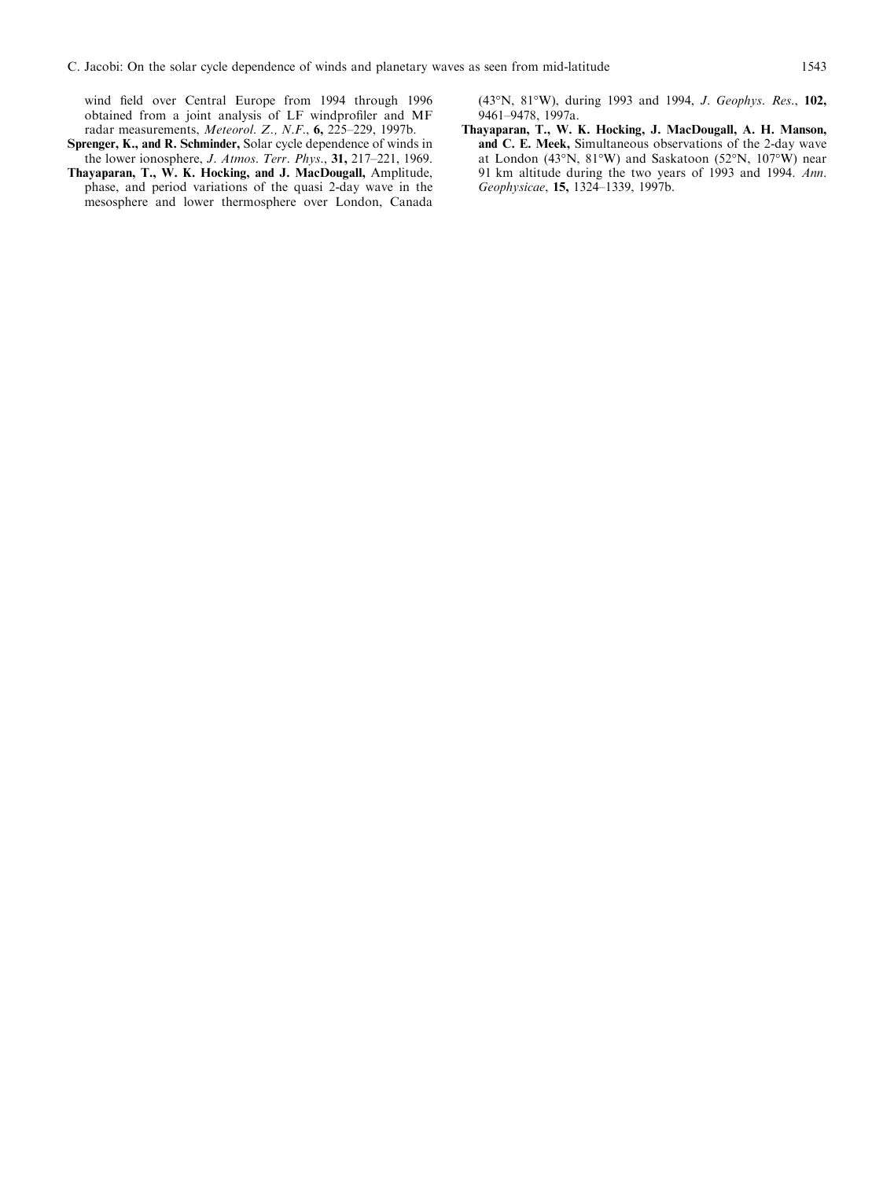wind field over Central Europe from 1994 through 1996 obtained from a joint analysis of LF windprofiler and MF radar measurements, *Meteorol. Z., N.F.*, **6,** 225–229, 1997b.

**Sprenger, K., and R. Schminder,** Solar cycle dependence of winds in the lower ionosphere, *J. Atmos. Terr. Phys.*, **31,** 217–221, 1969.

**Thayaparan, T., W. K. Hocking, and J. MacDougall,** Amplitude, phase, and period variations of the quasi 2-day wave in the mesosphere and lower thermosphere over London, Canada (43°N, 81°W), during 1993 and 1994, *J. Geophys. Res.*, **102,** 9461–9478, 1997a.

**Thayaparan, T., W. K. Hocking, J. MacDougall, A. H. Manson, and C. E. Meek,** Simultaneous observations of the 2-day wave at London (43°N, 81°W) and Saskatoon (52°N, 107°W) near 91 km altitude during the two years of 1993 and 1994. *Ann. Geophysicae*, **15,** 1324–1339, 1997b.